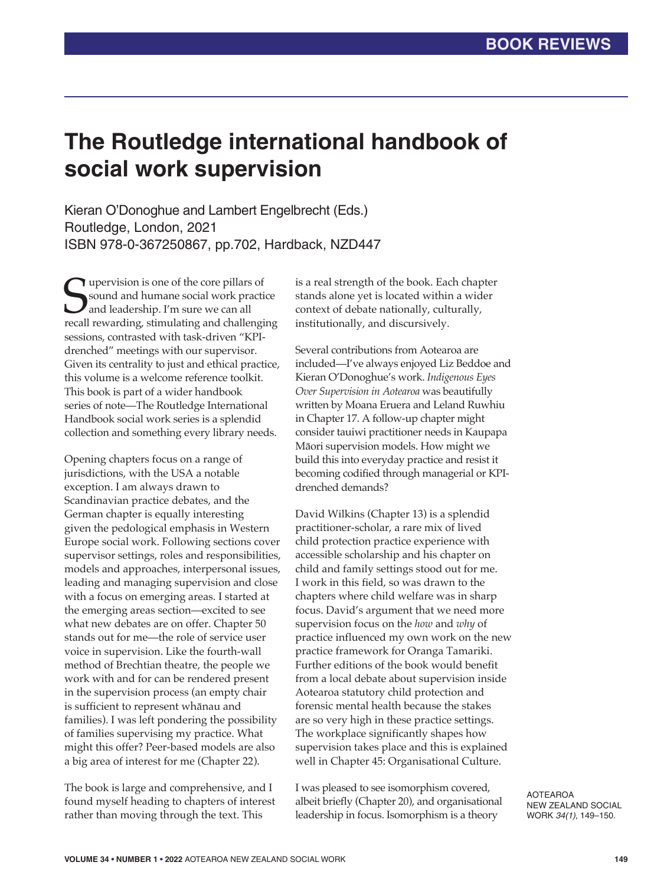BOOK REVIEWS

# The Routledge international handbook of social work supervision

Kieran O'Donoghue and Lambert Engelbrecht (Eds.)
Routledge, London, 2021
ISBN 978-0-367250867, pp.702, Hardback, NZD447

Supervision is one of the core pillars of sound and humane social work practice and leadership. I'm sure we can all recall rewarding, stimulating and challenging sessions, contrasted with task-driven "KPI-drenched" meetings with our supervisor. Given its centrality to just and ethical practice, this volume is a welcome reference toolkit. This book is part of a wider handbook series of note—The Routledge International Handbook social work series is a splendid collection and something every library needs.

Opening chapters focus on a range of jurisdictions, with the USA a notable exception. I am always drawn to Scandinavian practice debates, and the German chapter is equally interesting given the pedological emphasis in Western Europe social work. Following sections cover supervisor settings, roles and responsibilities, models and approaches, interpersonal issues, leading and managing supervision and close with a focus on emerging areas. I started at the emerging areas section—excited to see what new debates are on offer. Chapter 50 stands out for me—the role of service user voice in supervision. Like the fourth-wall method of Brechtian theatre, the people we work with and for can be rendered present in the supervision process (an empty chair is sufficient to represent whānau and families). I was left pondering the possibility of families supervising my practice. What might this offer? Peer-based models are also a big area of interest for me (Chapter 22).

The book is large and comprehensive, and I found myself heading to chapters of interest rather than moving through the text. This is a real strength of the book. Each chapter stands alone yet is located within a wider context of debate nationally, culturally, institutionally, and discursively.

Several contributions from Aotearoa are included—I've always enjoyed Liz Beddoe and Kieran O'Donoghue's work. *Indigenous Eyes Over Supervision in Aotearoa* was beautifully written by Moana Eruera and Leland Ruwhiu in Chapter 17. A follow-up chapter might consider tauiwi practitioner needs in Kaupapa Māori supervision models. How might we build this into everyday practice and resist it becoming codified through managerial or KPI-drenched demands?

David Wilkins (Chapter 13) is a splendid practitioner-scholar, a rare mix of lived child protection practice experience with accessible scholarship and his chapter on child and family settings stood out for me. I work in this field, so was drawn to the chapters where child welfare was in sharp focus. David's argument that we need more supervision focus on the *how* and *why* of practice influenced my own work on the new practice framework for Oranga Tamariki. Further editions of the book would benefit from a local debate about supervision inside Aotearoa statutory child protection and forensic mental health because the stakes are so very high in these practice settings. The workplace significantly shapes how supervision takes place and this is explained well in Chapter 45: Organisational Culture.

I was pleased to see isomorphism covered, albeit briefly (Chapter 20), and organisational leadership in focus. Isomorphism is a theory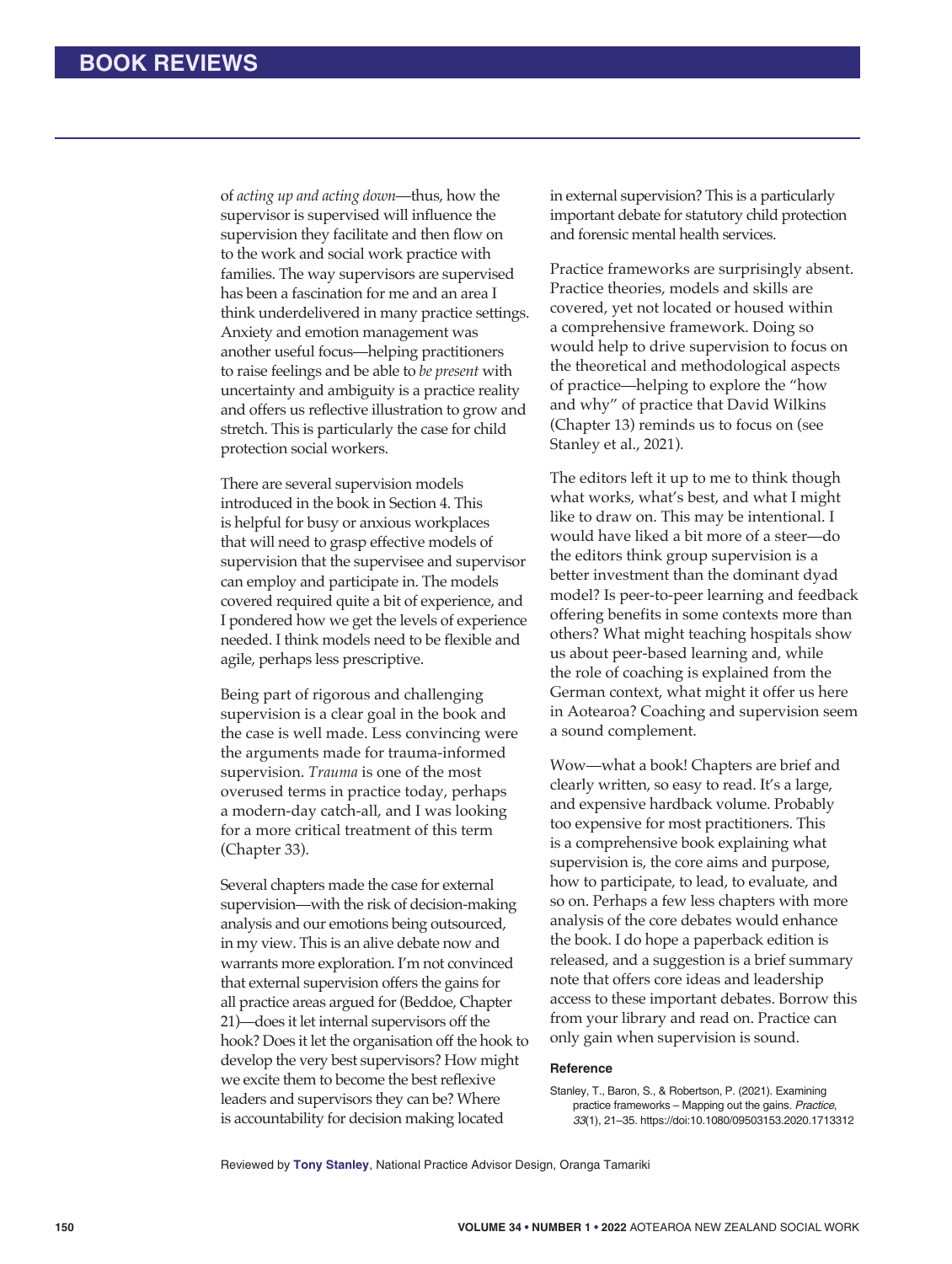of *acting up and acting down*—thus, how the supervisor is supervised will influence the supervision they facilitate and then flow on to the work and social work practice with families. The way supervisors are supervised has been a fascination for me and an area I think underdelivered in many practice settings. Anxiety and emotion management was another useful focus—helping practitioners to raise feelings and be able to *be present* with uncertainty and ambiguity is a practice reality and offers us reflective illustration to grow and stretch. This is particularly the case for child protection social workers.

There are several supervision models introduced in the book in Section 4. This is helpful for busy or anxious workplaces that will need to grasp effective models of supervision that the supervisee and supervisor can employ and participate in. The models covered required quite a bit of experience, and I pondered how we get the levels of experience needed. I think models need to be flexible and agile, perhaps less prescriptive.

Being part of rigorous and challenging supervision is a clear goal in the book and the case is well made. Less convincing were the arguments made for trauma-informed supervision. *Trauma* is one of the most overused terms in practice today, perhaps a modern-day catch-all, and I was looking for a more critical treatment of this term (Chapter 33).

Several chapters made the case for external supervision—with the risk of decision-making analysis and our emotions being outsourced, in my view. This is an alive debate now and warrants more exploration. I'm not convinced that external supervision offers the gains for all practice areas argued for (Beddoe, Chapter 21)—does it let internal supervisors off the hook? Does it let the organisation off the hook to develop the very best supervisors? How might we excite them to become the best reflexive leaders and supervisors they can be? Where is accountability for decision making located in external supervision? This is a particularly important debate for statutory child protection and forensic mental health services.

Practice frameworks are surprisingly absent. Practice theories, models and skills are covered, yet not located or housed within a comprehensive framework. Doing so would help to drive supervision to focus on the theoretical and methodological aspects of practice—helping to explore the "how and why" of practice that David Wilkins (Chapter 13) reminds us to focus on (see Stanley et al., 2021).

The editors left it up to me to think though what works, what's best, and what I might like to draw on. This may be intentional. I would have liked a bit more of a steer—do the editors think group supervision is a better investment than the dominant dyad model? Is peer-to-peer learning and feedback offering benefits in some contexts more than others? What might teaching hospitals show us about peer-based learning and, while the role of coaching is explained from the German context, what might it offer us here in Aotearoa? Coaching and supervision seem a sound complement.

Wow—what a book! Chapters are brief and clearly written, so easy to read. It's a large, and expensive hardback volume. Probably too expensive for most practitioners. This is a comprehensive book explaining what supervision is, the core aims and purpose, how to participate, to lead, to evaluate, and so on. Perhaps a few less chapters with more analysis of the core debates would enhance the book. I do hope a paperback edition is released, and a suggestion is a brief summary note that offers core ideas and leadership access to these important debates. Borrow this from your library and read on. Practice can only gain when supervision is sound.

#### Reference

Stanley, T., Baron, S., & Robertson, P. (2021). Examining practice frameworks – Mapping out the gains. *Practice*, *33*(1), 21–35. https://doi:10.1080/09503153.2020.1713312

Reviewed by **Tony Stanley**, National Practice Advisor Design, Oranga Tamariki